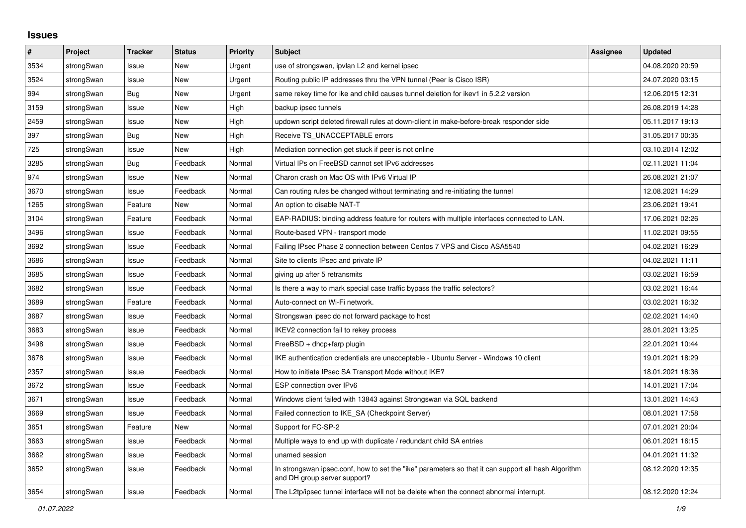# Issues

| # | Project | Tracker | Status | Priority | Subject | Assignee | Updated |
|---|---|---|---|---|---|---|---|
| 3534 | strongSwan | Issue | New | Urgent | use of strongswan, ipvlan L2 and kernel ipsec | | 04.08.2020 20:59 |
| 3524 | strongSwan | Issue | New | Urgent | Routing public IP addresses thru the VPN tunnel (Peer is Cisco ISR) | | 24.07.2020 03:15 |
| 994 | strongSwan | Bug | New | Urgent | same rekey time for ike and child causes tunnel deletion for ikev1 in 5.2.2 version | | 12.06.2015 12:31 |
| 3159 | strongSwan | Issue | New | High | backup ipsec tunnels | | 26.08.2019 14:28 |
| 2459 | strongSwan | Issue | New | High | updown script deleted firewall rules at down-client in make-before-break responder side | | 05.11.2017 19:13 |
| 397 | strongSwan | Bug | New | High | Receive TS_UNACCEPTABLE errors | | 31.05.2017 00:35 |
| 725 | strongSwan | Issue | New | High | Mediation connection get stuck if peer is not online | | 03.10.2014 12:02 |
| 3285 | strongSwan | Bug | Feedback | Normal | Virtual IPs on FreeBSD cannot set IPv6 addresses | | 02.11.2021 11:04 |
| 974 | strongSwan | Issue | New | Normal | Charon crash on Mac OS with IPv6 Virtual IP | | 26.08.2021 21:07 |
| 3670 | strongSwan | Issue | Feedback | Normal | Can routing rules be changed without terminating and re-initiating the tunnel | | 12.08.2021 14:29 |
| 1265 | strongSwan | Feature | New | Normal | An option to disable NAT-T | | 23.06.2021 19:41 |
| 3104 | strongSwan | Feature | Feedback | Normal | EAP-RADIUS: binding address feature for routers with multiple interfaces connected to LAN. | | 17.06.2021 02:26 |
| 3496 | strongSwan | Issue | Feedback | Normal | Route-based VPN - transport mode | | 11.02.2021 09:55 |
| 3692 | strongSwan | Issue | Feedback | Normal | Failing IPsec Phase 2 connection between Centos 7 VPS and Cisco ASA5540 | | 04.02.2021 16:29 |
| 3686 | strongSwan | Issue | Feedback | Normal | Site to clients IPsec and private IP | | 04.02.2021 11:11 |
| 3685 | strongSwan | Issue | Feedback | Normal | giving up after 5 retransmits | | 03.02.2021 16:59 |
| 3682 | strongSwan | Issue | Feedback | Normal | Is there a way to mark special case traffic bypass the traffic selectors? | | 03.02.2021 16:44 |
| 3689 | strongSwan | Feature | Feedback | Normal | Auto-connect on Wi-Fi network. | | 03.02.2021 16:32 |
| 3687 | strongSwan | Issue | Feedback | Normal | Strongswan ipsec do not forward package to host | | 02.02.2021 14:40 |
| 3683 | strongSwan | Issue | Feedback | Normal | IKEV2 connection fail to rekey process | | 28.01.2021 13:25 |
| 3498 | strongSwan | Issue | Feedback | Normal | FreeBSD + dhcp+farp plugin | | 22.01.2021 10:44 |
| 3678 | strongSwan | Issue | Feedback | Normal | IKE authentication credentials are unacceptable - Ubuntu Server - Windows 10 client | | 19.01.2021 18:29 |
| 2357 | strongSwan | Issue | Feedback | Normal | How to initiate IPsec SA Transport Mode without IKE? | | 18.01.2021 18:36 |
| 3672 | strongSwan | Issue | Feedback | Normal | ESP connection over IPv6 | | 14.01.2021 17:04 |
| 3671 | strongSwan | Issue | Feedback | Normal | Windows client failed with 13843 against Strongswan via SQL backend | | 13.01.2021 14:43 |
| 3669 | strongSwan | Issue | Feedback | Normal | Failed connection to IKE_SA (Checkpoint Server) | | 08.01.2021 17:58 |
| 3651 | strongSwan | Feature | New | Normal | Support for FC-SP-2 | | 07.01.2021 20:04 |
| 3663 | strongSwan | Issue | Feedback | Normal | Multiple ways to end up with duplicate / redundant child SA entries | | 06.01.2021 16:15 |
| 3662 | strongSwan | Issue | Feedback | Normal | unamed session | | 04.01.2021 11:32 |
| 3652 | strongSwan | Issue | Feedback | Normal | In strongswan ipsec.conf, how to set the "ike" parameters so that it can support all hash Algorithm and DH group server support? | | 08.12.2020 12:35 |
| 3654 | strongSwan | Issue | Feedback | Normal | The L2tp/ipsec tunnel interface will not be delete when the connect abnormal interrupt. | | 08.12.2020 12:24 |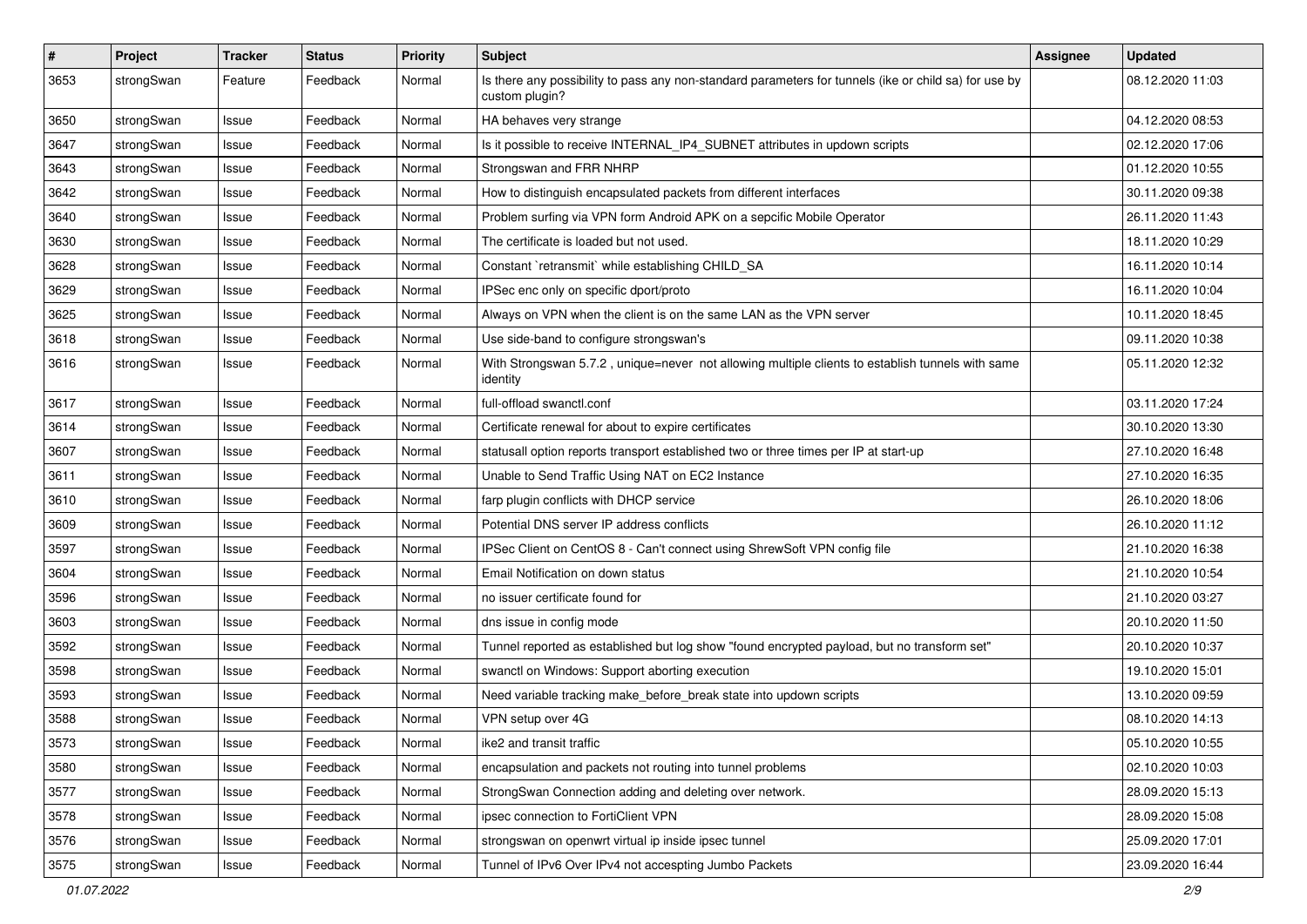| # | Project | Tracker | Status | Priority | Subject | Assignee | Updated |
|---|---|---|---|---|---|---|---|
| 3653 | strongSwan | Feature | Feedback | Normal | Is there any possibility to pass any non-standard parameters for tunnels (ike or child sa) for use by custom plugin? | | 08.12.2020 11:03 |
| 3650 | strongSwan | Issue | Feedback | Normal | HA behaves very strange | | 04.12.2020 08:53 |
| 3647 | strongSwan | Issue | Feedback | Normal | Is it possible to receive INTERNAL_IP4_SUBNET attributes in updown scripts | | 02.12.2020 17:06 |
| 3643 | strongSwan | Issue | Feedback | Normal | Strongswan and FRR NHRP | | 01.12.2020 10:55 |
| 3642 | strongSwan | Issue | Feedback | Normal | How to distinguish encapsulated packets from different interfaces | | 30.11.2020 09:38 |
| 3640 | strongSwan | Issue | Feedback | Normal | Problem surfing via VPN form Android APK on a sepcific Mobile Operator | | 26.11.2020 11:43 |
| 3630 | strongSwan | Issue | Feedback | Normal | The certificate is loaded but not used. | | 18.11.2020 10:29 |
| 3628 | strongSwan | Issue | Feedback | Normal | Constant `retransmit` while establishing CHILD_SA | | 16.11.2020 10:14 |
| 3629 | strongSwan | Issue | Feedback | Normal | IPSec enc only on specific dport/proto | | 16.11.2020 10:04 |
| 3625 | strongSwan | Issue | Feedback | Normal | Always on VPN when the client is on the same LAN as the VPN server | | 10.11.2020 18:45 |
| 3618 | strongSwan | Issue | Feedback | Normal | Use side-band to configure strongswan's | | 09.11.2020 10:38 |
| 3616 | strongSwan | Issue | Feedback | Normal | With Strongswan 5.7.2 , unique=never not allowing multiple clients to establish tunnels with same identity | | 05.11.2020 12:32 |
| 3617 | strongSwan | Issue | Feedback | Normal | full-offload swanctl.conf | | 03.11.2020 17:24 |
| 3614 | strongSwan | Issue | Feedback | Normal | Certificate renewal for about to expire certificates | | 30.10.2020 13:30 |
| 3607 | strongSwan | Issue | Feedback | Normal | statusall option reports transport established two or three times per IP at start-up | | 27.10.2020 16:48 |
| 3611 | strongSwan | Issue | Feedback | Normal | Unable to Send Traffic Using NAT on EC2 Instance | | 27.10.2020 16:35 |
| 3610 | strongSwan | Issue | Feedback | Normal | farp plugin conflicts with DHCP service | | 26.10.2020 18:06 |
| 3609 | strongSwan | Issue | Feedback | Normal | Potential DNS server IP address conflicts | | 26.10.2020 11:12 |
| 3597 | strongSwan | Issue | Feedback | Normal | IPSec Client on CentOS 8 - Can't connect using ShrewSoft VPN config file | | 21.10.2020 16:38 |
| 3604 | strongSwan | Issue | Feedback | Normal | Email Notification on down status | | 21.10.2020 10:54 |
| 3596 | strongSwan | Issue | Feedback | Normal | no issuer certificate found for | | 21.10.2020 03:27 |
| 3603 | strongSwan | Issue | Feedback | Normal | dns issue in config mode | | 20.10.2020 11:50 |
| 3592 | strongSwan | Issue | Feedback | Normal | Tunnel reported as established but log show "found encrypted payload, but no transform set" | | 20.10.2020 10:37 |
| 3598 | strongSwan | Issue | Feedback | Normal | swanctl on Windows: Support aborting execution | | 19.10.2020 15:01 |
| 3593 | strongSwan | Issue | Feedback | Normal | Need variable tracking make_before_break state into updown scripts | | 13.10.2020 09:59 |
| 3588 | strongSwan | Issue | Feedback | Normal | VPN setup over 4G | | 08.10.2020 14:13 |
| 3573 | strongSwan | Issue | Feedback | Normal | ike2 and transit traffic | | 05.10.2020 10:55 |
| 3580 | strongSwan | Issue | Feedback | Normal | encapsulation and packets not routing into tunnel problems | | 02.10.2020 10:03 |
| 3577 | strongSwan | Issue | Feedback | Normal | StrongSwan Connection adding and deleting over network. | | 28.09.2020 15:13 |
| 3578 | strongSwan | Issue | Feedback | Normal | ipsec connection to FortiClient VPN | | 28.09.2020 15:08 |
| 3576 | strongSwan | Issue | Feedback | Normal | strongswan on openwrt virtual ip inside ipsec tunnel | | 25.09.2020 17:01 |
| 3575 | strongSwan | Issue | Feedback | Normal | Tunnel of IPv6 Over IPv4 not accespting Jumbo Packets | | 23.09.2020 16:44 |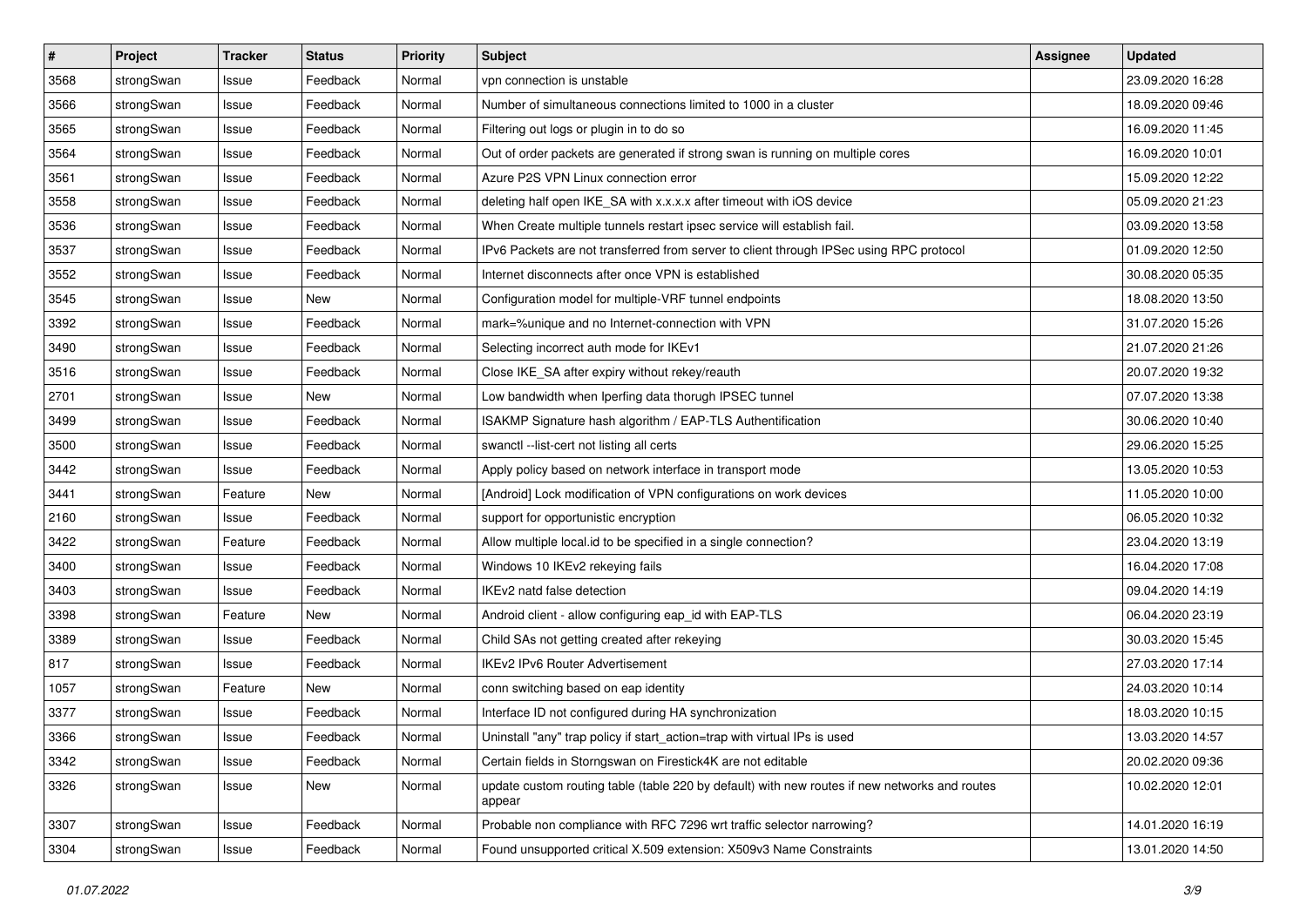| # | Project | Tracker | Status | Priority | Subject | Assignee | Updated |
|---|---|---|---|---|---|---|---|
| 3568 | strongSwan | Issue | Feedback | Normal | vpn connection is unstable | | 23.09.2020 16:28 |
| 3566 | strongSwan | Issue | Feedback | Normal | Number of simultaneous connections limited to 1000 in a cluster | | 18.09.2020 09:46 |
| 3565 | strongSwan | Issue | Feedback | Normal | Filtering out logs or plugin in to do so | | 16.09.2020 11:45 |
| 3564 | strongSwan | Issue | Feedback | Normal | Out of order packets are generated if strong swan is running on multiple cores | | 16.09.2020 10:01 |
| 3561 | strongSwan | Issue | Feedback | Normal | Azure P2S VPN Linux connection error | | 15.09.2020 12:22 |
| 3558 | strongSwan | Issue | Feedback | Normal | deleting half open IKE_SA with x.x.x.x after timeout with iOS device | | 05.09.2020 21:23 |
| 3536 | strongSwan | Issue | Feedback | Normal | When Create multiple tunnels restart ipsec service will establish fail. | | 03.09.2020 13:58 |
| 3537 | strongSwan | Issue | Feedback | Normal | IPv6 Packets are not transferred from server to client through IPSec using RPC protocol | | 01.09.2020 12:50 |
| 3552 | strongSwan | Issue | Feedback | Normal | Internet disconnects after once VPN is established | | 30.08.2020 05:35 |
| 3545 | strongSwan | Issue | New | Normal | Configuration model for multiple-VRF tunnel endpoints | | 18.08.2020 13:50 |
| 3392 | strongSwan | Issue | Feedback | Normal | mark=%unique and no Internet-connection with VPN | | 31.07.2020 15:26 |
| 3490 | strongSwan | Issue | Feedback | Normal | Selecting incorrect auth mode for IKEv1 | | 21.07.2020 21:26 |
| 3516 | strongSwan | Issue | Feedback | Normal | Close IKE_SA after expiry without rekey/reauth | | 20.07.2020 19:32 |
| 2701 | strongSwan | Issue | New | Normal | Low bandwidth when Iperfing data thorugh IPSEC tunnel | | 07.07.2020 13:38 |
| 3499 | strongSwan | Issue | Feedback | Normal | ISAKMP Signature hash algorithm / EAP-TLS Authentification | | 30.06.2020 10:40 |
| 3500 | strongSwan | Issue | Feedback | Normal | swanctl --list-cert not listing all certs | | 29.06.2020 15:25 |
| 3442 | strongSwan | Issue | Feedback | Normal | Apply policy based on network interface in transport mode | | 13.05.2020 10:53 |
| 3441 | strongSwan | Feature | New | Normal | [Android] Lock modification of VPN configurations on work devices | | 11.05.2020 10:00 |
| 2160 | strongSwan | Issue | Feedback | Normal | support for opportunistic encryption | | 06.05.2020 10:32 |
| 3422 | strongSwan | Feature | Feedback | Normal | Allow multiple local.id to be specified in a single connection? | | 23.04.2020 13:19 |
| 3400 | strongSwan | Issue | Feedback | Normal | Windows 10 IKEv2 rekeying fails | | 16.04.2020 17:08 |
| 3403 | strongSwan | Issue | Feedback | Normal | IKEv2 natd false detection | | 09.04.2020 14:19 |
| 3398 | strongSwan | Feature | New | Normal | Android client - allow configuring eap_id with EAP-TLS | | 06.04.2020 23:19 |
| 3389 | strongSwan | Issue | Feedback | Normal | Child SAs not getting created after rekeying | | 30.03.2020 15:45 |
| 817 | strongSwan | Issue | Feedback | Normal | IKEv2 IPv6 Router Advertisement | | 27.03.2020 17:14 |
| 1057 | strongSwan | Feature | New | Normal | conn switching based on eap identity | | 24.03.2020 10:14 |
| 3377 | strongSwan | Issue | Feedback | Normal | Interface ID not configured during HA synchronization | | 18.03.2020 10:15 |
| 3366 | strongSwan | Issue | Feedback | Normal | Uninstall "any" trap policy if start_action=trap with virtual IPs is used | | 13.03.2020 14:57 |
| 3342 | strongSwan | Issue | Feedback | Normal | Certain fields in Storngswan on Firestick4K are not editable | | 20.02.2020 09:36 |
| 3326 | strongSwan | Issue | New | Normal | update custom routing table (table 220 by default) with new routes if new networks and routes appear | | 10.02.2020 12:01 |
| 3307 | strongSwan | Issue | Feedback | Normal | Probable non compliance with RFC 7296 wrt traffic selector narrowing? | | 14.01.2020 16:19 |
| 3304 | strongSwan | Issue | Feedback | Normal | Found unsupported critical X.509 extension: X509v3 Name Constraints | | 13.01.2020 14:50 |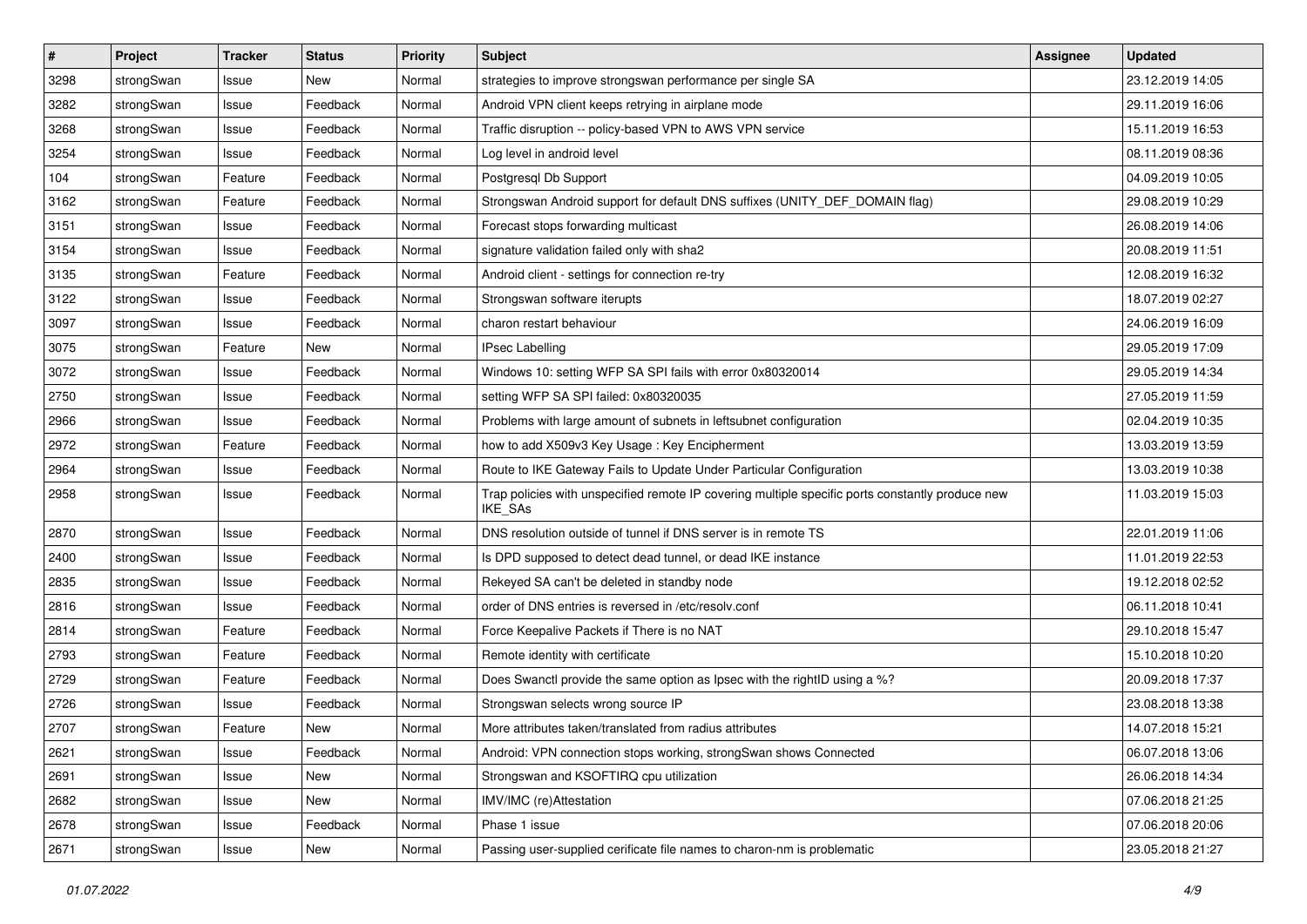| # | Project | Tracker | Status | Priority | Subject | Assignee | Updated |
|---|---|---|---|---|---|---|---|
| 3298 | strongSwan | Issue | New | Normal | strategies to improve strongswan performance per single SA | | 23.12.2019 14:05 |
| 3282 | strongSwan | Issue | Feedback | Normal | Android VPN client keeps retrying in airplane mode | | 29.11.2019 16:06 |
| 3268 | strongSwan | Issue | Feedback | Normal | Traffic disruption -- policy-based VPN to AWS VPN service | | 15.11.2019 16:53 |
| 3254 | strongSwan | Issue | Feedback | Normal | Log level in android level | | 08.11.2019 08:36 |
| 104 | strongSwan | Feature | Feedback | Normal | Postgresql Db Support | | 04.09.2019 10:05 |
| 3162 | strongSwan | Feature | Feedback | Normal | Strongswan Android support for default DNS suffixes (UNITY_DEF_DOMAIN flag) | | 29.08.2019 10:29 |
| 3151 | strongSwan | Issue | Feedback | Normal | Forecast stops forwarding multicast | | 26.08.2019 14:06 |
| 3154 | strongSwan | Issue | Feedback | Normal | signature validation failed only with sha2 | | 20.08.2019 11:51 |
| 3135 | strongSwan | Feature | Feedback | Normal | Android client - settings for connection re-try | | 12.08.2019 16:32 |
| 3122 | strongSwan | Issue | Feedback | Normal | Strongswan software iterupts | | 18.07.2019 02:27 |
| 3097 | strongSwan | Issue | Feedback | Normal | charon restart behaviour | | 24.06.2019 16:09 |
| 3075 | strongSwan | Feature | New | Normal | IPsec Labelling | | 29.05.2019 17:09 |
| 3072 | strongSwan | Issue | Feedback | Normal | Windows 10: setting WFP SA SPI fails with error 0x80320014 | | 29.05.2019 14:34 |
| 2750 | strongSwan | Issue | Feedback | Normal | setting WFP SA SPI failed: 0x80320035 | | 27.05.2019 11:59 |
| 2966 | strongSwan | Issue | Feedback | Normal | Problems with large amount of subnets in leftsubnet configuration | | 02.04.2019 10:35 |
| 2972 | strongSwan | Feature | Feedback | Normal | how to add X509v3 Key Usage : Key Encipherment | | 13.03.2019 13:59 |
| 2964 | strongSwan | Issue | Feedback | Normal | Route to IKE Gateway Fails to Update Under Particular Configuration | | 13.03.2019 10:38 |
| 2958 | strongSwan | Issue | Feedback | Normal | Trap policies with unspecified remote IP covering multiple specific ports constantly produce new IKE_SAs | | 11.03.2019 15:03 |
| 2870 | strongSwan | Issue | Feedback | Normal | DNS resolution outside of tunnel if DNS server is in remote TS | | 22.01.2019 11:06 |
| 2400 | strongSwan | Issue | Feedback | Normal | Is DPD supposed to detect dead tunnel, or dead IKE instance | | 11.01.2019 22:53 |
| 2835 | strongSwan | Issue | Feedback | Normal | Rekeyed SA can't be deleted in standby node | | 19.12.2018 02:52 |
| 2816 | strongSwan | Issue | Feedback | Normal | order of DNS entries is reversed in /etc/resolv.conf | | 06.11.2018 10:41 |
| 2814 | strongSwan | Feature | Feedback | Normal | Force Keepalive Packets if There is no NAT | | 29.10.2018 15:47 |
| 2793 | strongSwan | Feature | Feedback | Normal | Remote identity with certificate | | 15.10.2018 10:20 |
| 2729 | strongSwan | Feature | Feedback | Normal | Does Swanctl provide the same option as Ipsec with the rightID using a %? | | 20.09.2018 17:37 |
| 2726 | strongSwan | Issue | Feedback | Normal | Strongswan selects wrong source IP | | 23.08.2018 13:38 |
| 2707 | strongSwan | Feature | New | Normal | More attributes taken/translated from radius attributes | | 14.07.2018 15:21 |
| 2621 | strongSwan | Issue | Feedback | Normal | Android: VPN connection stops working, strongSwan shows Connected | | 06.07.2018 13:06 |
| 2691 | strongSwan | Issue | New | Normal | Strongswan and KSOFTIRQ cpu utilization | | 26.06.2018 14:34 |
| 2682 | strongSwan | Issue | New | Normal | IMV/IMC (re)Attestation | | 07.06.2018 21:25 |
| 2678 | strongSwan | Issue | Feedback | Normal | Phase 1 issue | | 07.06.2018 20:06 |
| 2671 | strongSwan | Issue | New | Normal | Passing user-supplied cerificate file names to charon-nm is problematic | | 23.05.2018 21:27 |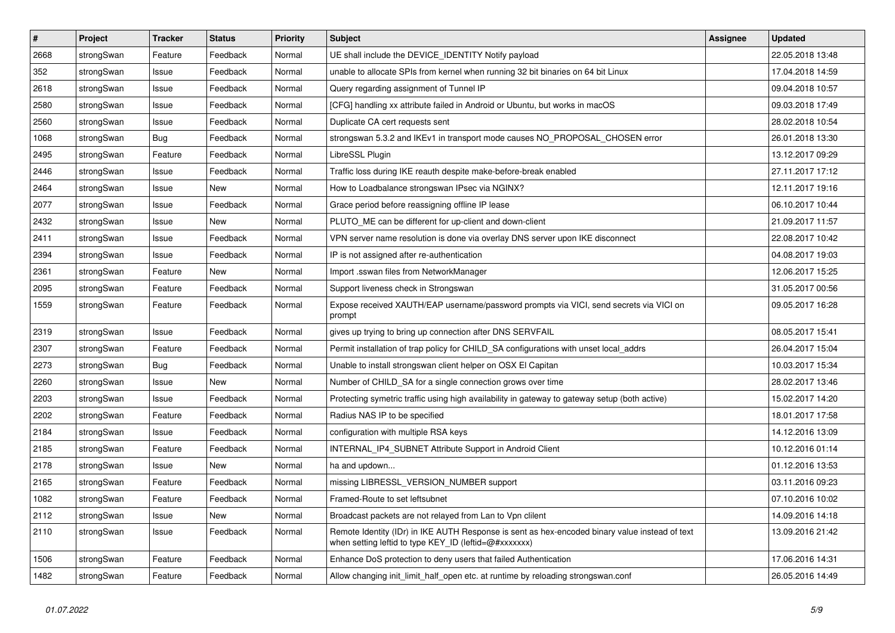| # | Project | Tracker | Status | Priority | Subject | Assignee | Updated |
|---|---|---|---|---|---|---|---|
| 2668 | strongSwan | Feature | Feedback | Normal | UE shall include the DEVICE_IDENTITY Notify payload | | 22.05.2018 13:48 |
| 352 | strongSwan | Issue | Feedback | Normal | unable to allocate SPIs from kernel when running 32 bit binaries on 64 bit Linux | | 17.04.2018 14:59 |
| 2618 | strongSwan | Issue | Feedback | Normal | Query regarding assignment of Tunnel IP | | 09.04.2018 10:57 |
| 2580 | strongSwan | Issue | Feedback | Normal | [CFG] handling xx attribute failed in Android or Ubuntu, but works in macOS | | 09.03.2018 17:49 |
| 2560 | strongSwan | Issue | Feedback | Normal | Duplicate CA cert requests sent | | 28.02.2018 10:54 |
| 1068 | strongSwan | Bug | Feedback | Normal | strongswan 5.3.2 and IKEv1 in transport mode causes NO_PROPOSAL_CHOSEN error | | 26.01.2018 13:30 |
| 2495 | strongSwan | Feature | Feedback | Normal | LibreSSL Plugin | | 13.12.2017 09:29 |
| 2446 | strongSwan | Issue | Feedback | Normal | Traffic loss during IKE reauth despite make-before-break enabled | | 27.11.2017 17:12 |
| 2464 | strongSwan | Issue | New | Normal | How to Loadbalance strongswan IPsec via NGINX? | | 12.11.2017 19:16 |
| 2077 | strongSwan | Issue | Feedback | Normal | Grace period before reassigning offline IP lease | | 06.10.2017 10:44 |
| 2432 | strongSwan | Issue | New | Normal | PLUTO_ME can be different for up-client and down-client | | 21.09.2017 11:57 |
| 2411 | strongSwan | Issue | Feedback | Normal | VPN server name resolution is done via overlay DNS server upon IKE disconnect | | 22.08.2017 10:42 |
| 2394 | strongSwan | Issue | Feedback | Normal | IP is not assigned after re-authentication | | 04.08.2017 19:03 |
| 2361 | strongSwan | Feature | New | Normal | Import .sswan files from NetworkManager | | 12.06.2017 15:25 |
| 2095 | strongSwan | Feature | Feedback | Normal | Support liveness check in Strongswan | | 31.05.2017 00:56 |
| 1559 | strongSwan | Feature | Feedback | Normal | Expose received XAUTH/EAP username/password prompts via VICI, send secrets via VICI on prompt | | 09.05.2017 16:28 |
| 2319 | strongSwan | Issue | Feedback | Normal | gives up trying to bring up connection after DNS SERVFAIL | | 08.05.2017 15:41 |
| 2307 | strongSwan | Feature | Feedback | Normal | Permit installation of trap policy for CHILD_SA configurations with unset local_addrs | | 26.04.2017 15:04 |
| 2273 | strongSwan | Bug | Feedback | Normal | Unable to install strongswan client helper on OSX El Capitan | | 10.03.2017 15:34 |
| 2260 | strongSwan | Issue | New | Normal | Number of CHILD_SA for a single connection grows over time | | 28.02.2017 13:46 |
| 2203 | strongSwan | Issue | Feedback | Normal | Protecting symetric traffic using high availability in gateway to gateway setup (both active) | | 15.02.2017 14:20 |
| 2202 | strongSwan | Feature | Feedback | Normal | Radius NAS IP to be specified | | 18.01.2017 17:58 |
| 2184 | strongSwan | Issue | Feedback | Normal | configuration with multiple RSA keys | | 14.12.2016 13:09 |
| 2185 | strongSwan | Feature | Feedback | Normal | INTERNAL_IP4_SUBNET Attribute Support in Android Client | | 10.12.2016 01:14 |
| 2178 | strongSwan | Issue | New | Normal | ha and updown... | | 01.12.2016 13:53 |
| 2165 | strongSwan | Feature | Feedback | Normal | missing LIBRESSL_VERSION_NUMBER support | | 03.11.2016 09:23 |
| 1082 | strongSwan | Feature | Feedback | Normal | Framed-Route to set leftsubnet | | 07.10.2016 10:02 |
| 2112 | strongSwan | Issue | New | Normal | Broadcast packets are not relayed from Lan to Vpn clilent | | 14.09.2016 14:18 |
| 2110 | strongSwan | Issue | Feedback | Normal | Remote Identity (IDr) in IKE AUTH Response is sent as hex-encoded binary value instead of text when setting leftid to type KEY_ID (leftid=@#xxxxxxx) | | 13.09.2016 21:42 |
| 1506 | strongSwan | Feature | Feedback | Normal | Enhance DoS protection to deny users that failed Authentication | | 17.06.2016 14:31 |
| 1482 | strongSwan | Feature | Feedback | Normal | Allow changing init_limit_half_open etc. at runtime by reloading strongswan.conf | | 26.05.2016 14:49 |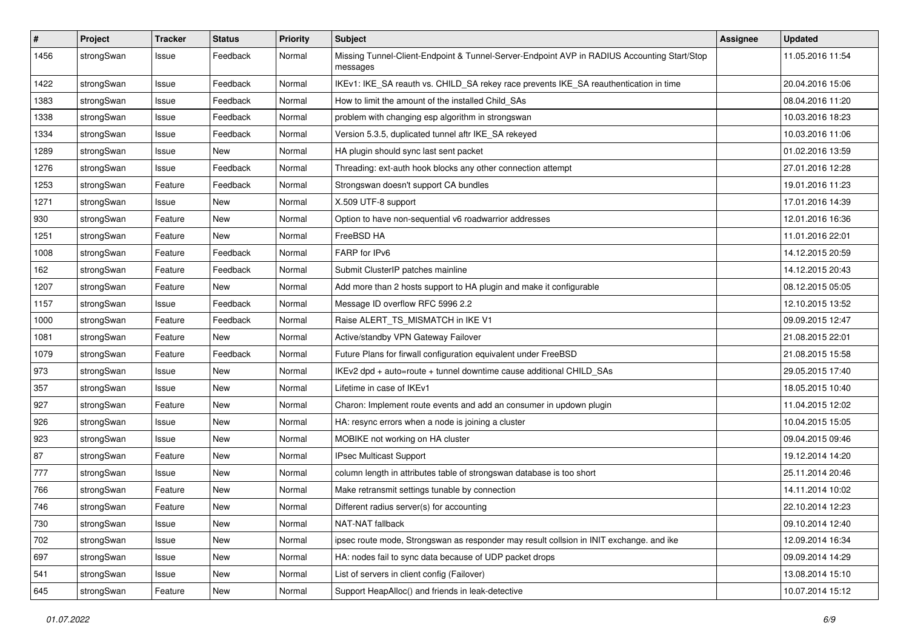| # | Project | Tracker | Status | Priority | Subject | Assignee | Updated |
|---|---|---|---|---|---|---|---|
| 1456 | strongSwan | Issue | Feedback | Normal | Missing Tunnel-Client-Endpoint & Tunnel-Server-Endpoint AVP in RADIUS Accounting Start/Stop messages | | 11.05.2016 11:54 |
| 1422 | strongSwan | Issue | Feedback | Normal | IKEv1: IKE_SA reauth vs. CHILD_SA rekey race prevents IKE_SA reauthentication in time | | 20.04.2016 15:06 |
| 1383 | strongSwan | Issue | Feedback | Normal | How to limit the amount of the installed Child_SAs | | 08.04.2016 11:20 |
| 1338 | strongSwan | Issue | Feedback | Normal | problem with changing esp algorithm in strongswan | | 10.03.2016 18:23 |
| 1334 | strongSwan | Issue | Feedback | Normal | Version 5.3.5, duplicated tunnel aftr IKE_SA rekeyed | | 10.03.2016 11:06 |
| 1289 | strongSwan | Issue | New | Normal | HA plugin should sync last sent packet | | 01.02.2016 13:59 |
| 1276 | strongSwan | Issue | Feedback | Normal | Threading: ext-auth hook blocks any other connection attempt | | 27.01.2016 12:28 |
| 1253 | strongSwan | Feature | Feedback | Normal | Strongswan doesn't support CA bundles | | 19.01.2016 11:23 |
| 1271 | strongSwan | Issue | New | Normal | X.509 UTF-8 support | | 17.01.2016 14:39 |
| 930 | strongSwan | Feature | New | Normal | Option to have non-sequential v6 roadwarrior addresses | | 12.01.2016 16:36 |
| 1251 | strongSwan | Feature | New | Normal | FreeBSD HA | | 11.01.2016 22:01 |
| 1008 | strongSwan | Feature | Feedback | Normal | FARP for IPv6 | | 14.12.2015 20:59 |
| 162 | strongSwan | Feature | Feedback | Normal | Submit ClusterIP patches mainline | | 14.12.2015 20:43 |
| 1207 | strongSwan | Feature | New | Normal | Add more than 2 hosts support to HA plugin and make it configurable | | 08.12.2015 05:05 |
| 1157 | strongSwan | Issue | Feedback | Normal | Message ID overflow RFC 5996 2.2 | | 12.10.2015 13:52 |
| 1000 | strongSwan | Feature | Feedback | Normal | Raise ALERT_TS_MISMATCH in IKE V1 | | 09.09.2015 12:47 |
| 1081 | strongSwan | Feature | New | Normal | Active/standby VPN Gateway Failover | | 21.08.2015 22:01 |
| 1079 | strongSwan | Feature | Feedback | Normal | Future Plans for firwall configuration equivalent under FreeBSD | | 21.08.2015 15:58 |
| 973 | strongSwan | Issue | New | Normal | IKEv2 dpd + auto=route + tunnel downtime cause additional CHILD_SAs | | 29.05.2015 17:40 |
| 357 | strongSwan | Issue | New | Normal | Lifetime in case of IKEv1 | | 18.05.2015 10:40 |
| 927 | strongSwan | Feature | New | Normal | Charon: Implement route events and add an consumer in updown plugin | | 11.04.2015 12:02 |
| 926 | strongSwan | Issue | New | Normal | HA: resync errors when a node is joining a cluster | | 10.04.2015 15:05 |
| 923 | strongSwan | Issue | New | Normal | MOBIKE not working on HA cluster | | 09.04.2015 09:46 |
| 87 | strongSwan | Feature | New | Normal | IPsec Multicast Support | | 19.12.2014 14:20 |
| 777 | strongSwan | Issue | New | Normal | column length in attributes table of strongswan database is too short | | 25.11.2014 20:46 |
| 766 | strongSwan | Feature | New | Normal | Make retransmit settings tunable by connection | | 14.11.2014 10:02 |
| 746 | strongSwan | Feature | New | Normal | Different radius server(s) for accounting | | 22.10.2014 12:23 |
| 730 | strongSwan | Issue | New | Normal | NAT-NAT fallback | | 09.10.2014 12:40 |
| 702 | strongSwan | Issue | New | Normal | ipsec route mode, Strongswan as responder may result collsion in INIT exchange. and ike | | 12.09.2014 16:34 |
| 697 | strongSwan | Issue | New | Normal | HA: nodes fail to sync data because of UDP packet drops | | 09.09.2014 14:29 |
| 541 | strongSwan | Issue | New | Normal | List of servers in client config (Failover) | | 13.08.2014 15:10 |
| 645 | strongSwan | Feature | New | Normal | Support HeapAlloc() and friends in leak-detective | | 10.07.2014 15:12 |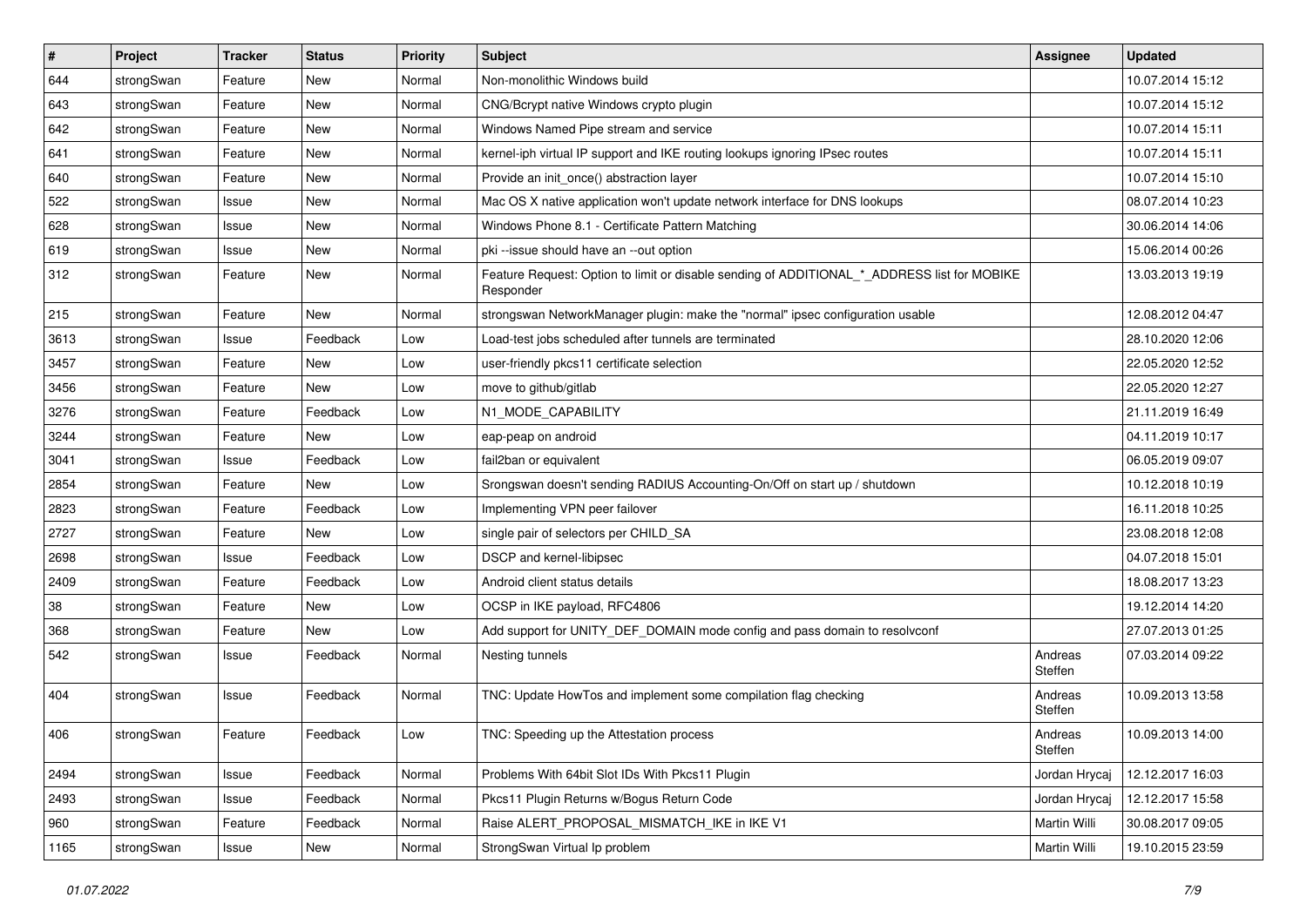| # | Project | Tracker | Status | Priority | Subject | Assignee | Updated |
|---|---|---|---|---|---|---|---|
| 644 | strongSwan | Feature | New | Normal | Non-monolithic Windows build | | 10.07.2014 15:12 |
| 643 | strongSwan | Feature | New | Normal | CNG/Bcrypt native Windows crypto plugin | | 10.07.2014 15:12 |
| 642 | strongSwan | Feature | New | Normal | Windows Named Pipe stream and service | | 10.07.2014 15:11 |
| 641 | strongSwan | Feature | New | Normal | kernel-iph virtual IP support and IKE routing lookups ignoring IPsec routes | | 10.07.2014 15:11 |
| 640 | strongSwan | Feature | New | Normal | Provide an init_once() abstraction layer | | 10.07.2014 15:10 |
| 522 | strongSwan | Issue | New | Normal | Mac OS X native application won't update network interface for DNS lookups | | 08.07.2014 10:23 |
| 628 | strongSwan | Issue | New | Normal | Windows Phone 8.1 - Certificate Pattern Matching | | 30.06.2014 14:06 |
| 619 | strongSwan | Issue | New | Normal | pki --issue should have an --out option | | 15.06.2014 00:26 |
| 312 | strongSwan | Feature | New | Normal | Feature Request: Option to limit or disable sending of ADDITIONAL_*_ADDRESS list for MOBIKE Responder | | 13.03.2013 19:19 |
| 215 | strongSwan | Feature | New | Normal | strongswan NetworkManager plugin: make the "normal" ipsec configuration usable | | 12.08.2012 04:47 |
| 3613 | strongSwan | Issue | Feedback | Low | Load-test jobs scheduled after tunnels are terminated | | 28.10.2020 12:06 |
| 3457 | strongSwan | Feature | New | Low | user-friendly pkcs11 certificate selection | | 22.05.2020 12:52 |
| 3456 | strongSwan | Feature | New | Low | move to github/gitlab | | 22.05.2020 12:27 |
| 3276 | strongSwan | Feature | Feedback | Low | N1_MODE_CAPABILITY | | 21.11.2019 16:49 |
| 3244 | strongSwan | Feature | New | Low | eap-peap on android | | 04.11.2019 10:17 |
| 3041 | strongSwan | Issue | Feedback | Low | fail2ban or equivalent | | 06.05.2019 09:07 |
| 2854 | strongSwan | Feature | New | Low | Srongswan doesn't sending RADIUS Accounting-On/Off on start up / shutdown | | 10.12.2018 10:19 |
| 2823 | strongSwan | Feature | Feedback | Low | Implementing VPN peer failover | | 16.11.2018 10:25 |
| 2727 | strongSwan | Feature | New | Low | single pair of selectors per CHILD_SA | | 23.08.2018 12:08 |
| 2698 | strongSwan | Issue | Feedback | Low | DSCP and kernel-libipsec | | 04.07.2018 15:01 |
| 2409 | strongSwan | Feature | Feedback | Low | Android client status details | | 18.08.2017 13:23 |
| 38 | strongSwan | Feature | New | Low | OCSP in IKE payload, RFC4806 | | 19.12.2014 14:20 |
| 368 | strongSwan | Feature | New | Low | Add support for UNITY_DEF_DOMAIN mode config and pass domain to resolvconf | | 27.07.2013 01:25 |
| 542 | strongSwan | Issue | Feedback | Normal | Nesting tunnels | Andreas Steffen | 07.03.2014 09:22 |
| 404 | strongSwan | Issue | Feedback | Normal | TNC: Update HowTos and implement some compilation flag checking | Andreas Steffen | 10.09.2013 13:58 |
| 406 | strongSwan | Feature | Feedback | Low | TNC: Speeding up the Attestation process | Andreas Steffen | 10.09.2013 14:00 |
| 2494 | strongSwan | Issue | Feedback | Normal | Problems With 64bit Slot IDs With Pkcs11 Plugin | Jordan Hrycaj | 12.12.2017 16:03 |
| 2493 | strongSwan | Issue | Feedback | Normal | Pkcs11 Plugin Returns w/Bogus Return Code | Jordan Hrycaj | 12.12.2017 15:58 |
| 960 | strongSwan | Feature | Feedback | Normal | Raise ALERT_PROPOSAL_MISMATCH_IKE in IKE V1 | Martin Willi | 30.08.2017 09:05 |
| 1165 | strongSwan | Issue | New | Normal | StrongSwan Virtual Ip problem | Martin Willi | 19.10.2015 23:59 |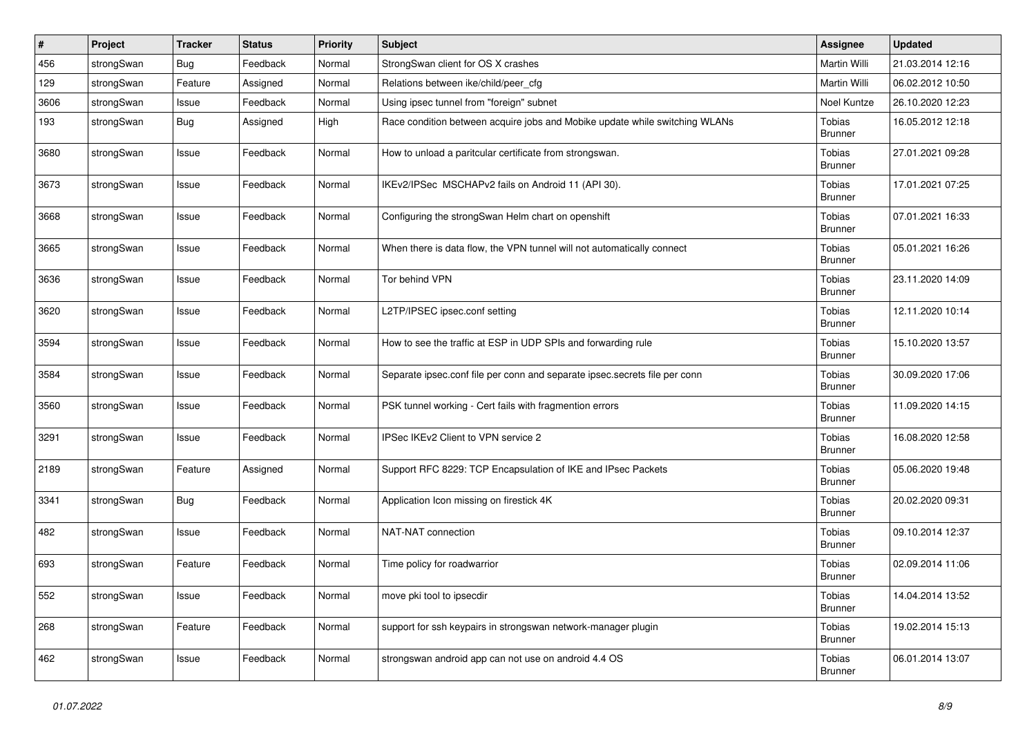| # | Project | Tracker | Status | Priority | Subject | Assignee | Updated |
|---|---|---|---|---|---|---|---|
| 456 | strongSwan | Bug | Feedback | Normal | StrongSwan client for OS X crashes | Martin Willi | 21.03.2014 12:16 |
| 129 | strongSwan | Feature | Assigned | Normal | Relations between ike/child/peer_cfg | Martin Willi | 06.02.2012 10:50 |
| 3606 | strongSwan | Issue | Feedback | Normal | Using ipsec tunnel from "foreign" subnet | Noel Kuntze | 26.10.2020 12:23 |
| 193 | strongSwan | Bug | Assigned | High | Race condition between acquire jobs and Mobike update while switching WLANs | Tobias Brunner | 16.05.2012 12:18 |
| 3680 | strongSwan | Issue | Feedback | Normal | How to unload a paritcular certificate from strongswan. | Tobias Brunner | 27.01.2021 09:28 |
| 3673 | strongSwan | Issue | Feedback | Normal | IKEv2/IPSec  MSCHAPv2 fails on Android 11 (API 30). | Tobias Brunner | 17.01.2021 07:25 |
| 3668 | strongSwan | Issue | Feedback | Normal | Configuring the strongSwan Helm chart on openshift | Tobias Brunner | 07.01.2021 16:33 |
| 3665 | strongSwan | Issue | Feedback | Normal | When there is data flow, the VPN tunnel will not automatically connect | Tobias Brunner | 05.01.2021 16:26 |
| 3636 | strongSwan | Issue | Feedback | Normal | Tor behind VPN | Tobias Brunner | 23.11.2020 14:09 |
| 3620 | strongSwan | Issue | Feedback | Normal | L2TP/IPSEC ipsec.conf setting | Tobias Brunner | 12.11.2020 10:14 |
| 3594 | strongSwan | Issue | Feedback | Normal | How to see the traffic at ESP in UDP SPIs and forwarding rule | Tobias Brunner | 15.10.2020 13:57 |
| 3584 | strongSwan | Issue | Feedback | Normal | Separate ipsec.conf file per conn and separate ipsec.secrets file per conn | Tobias Brunner | 30.09.2020 17:06 |
| 3560 | strongSwan | Issue | Feedback | Normal | PSK tunnel working - Cert fails with fragmention errors | Tobias Brunner | 11.09.2020 14:15 |
| 3291 | strongSwan | Issue | Feedback | Normal | IPSec IKEv2 Client to VPN service 2 | Tobias Brunner | 16.08.2020 12:58 |
| 2189 | strongSwan | Feature | Assigned | Normal | Support RFC 8229: TCP Encapsulation of IKE and IPsec Packets | Tobias Brunner | 05.06.2020 19:48 |
| 3341 | strongSwan | Bug | Feedback | Normal | Application Icon missing on firestick 4K | Tobias Brunner | 20.02.2020 09:31 |
| 482 | strongSwan | Issue | Feedback | Normal | NAT-NAT connection | Tobias Brunner | 09.10.2014 12:37 |
| 693 | strongSwan | Feature | Feedback | Normal | Time policy for roadwarrior | Tobias Brunner | 02.09.2014 11:06 |
| 552 | strongSwan | Issue | Feedback | Normal | move pki tool to ipsecdir | Tobias Brunner | 14.04.2014 13:52 |
| 268 | strongSwan | Feature | Feedback | Normal | support for ssh keypairs in strongswan network-manager plugin | Tobias Brunner | 19.02.2014 15:13 |
| 462 | strongSwan | Issue | Feedback | Normal | strongswan android app can not use on android 4.4 OS | Tobias Brunner | 06.01.2014 13:07 |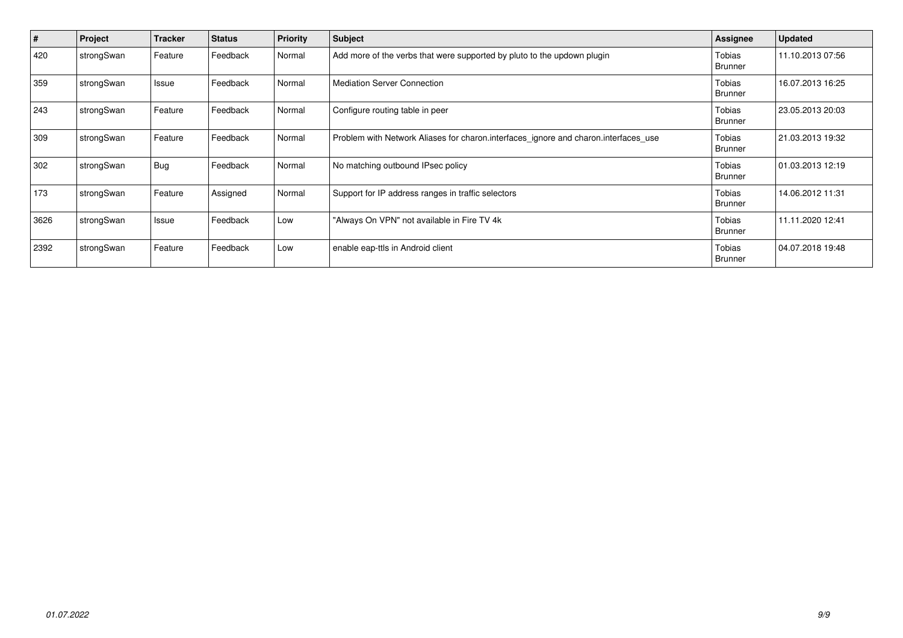| # | Project | Tracker | Status | Priority | Subject | Assignee | Updated |
|---|---|---|---|---|---|---|---|
| 420 | strongSwan | Feature | Feedback | Normal | Add more of the verbs that were supported by pluto to the updown plugin | Tobias Brunner | 11.10.2013 07:56 |
| 359 | strongSwan | Issue | Feedback | Normal | Mediation Server Connection | Tobias Brunner | 16.07.2013 16:25 |
| 243 | strongSwan | Feature | Feedback | Normal | Configure routing table in peer | Tobias Brunner | 23.05.2013 20:03 |
| 309 | strongSwan | Feature | Feedback | Normal | Problem with Network Aliases for charon.interfaces_ignore and charon.interfaces_use | Tobias Brunner | 21.03.2013 19:32 |
| 302 | strongSwan | Bug | Feedback | Normal | No matching outbound IPsec policy | Tobias Brunner | 01.03.2013 12:19 |
| 173 | strongSwan | Feature | Assigned | Normal | Support for IP address ranges in traffic selectors | Tobias Brunner | 14.06.2012 11:31 |
| 3626 | strongSwan | Issue | Feedback | Low | "Always On VPN" not available in Fire TV 4k | Tobias Brunner | 11.11.2020 12:41 |
| 2392 | strongSwan | Feature | Feedback | Low | enable eap-ttls in Android client | Tobias Brunner | 04.07.2018 19:48 |